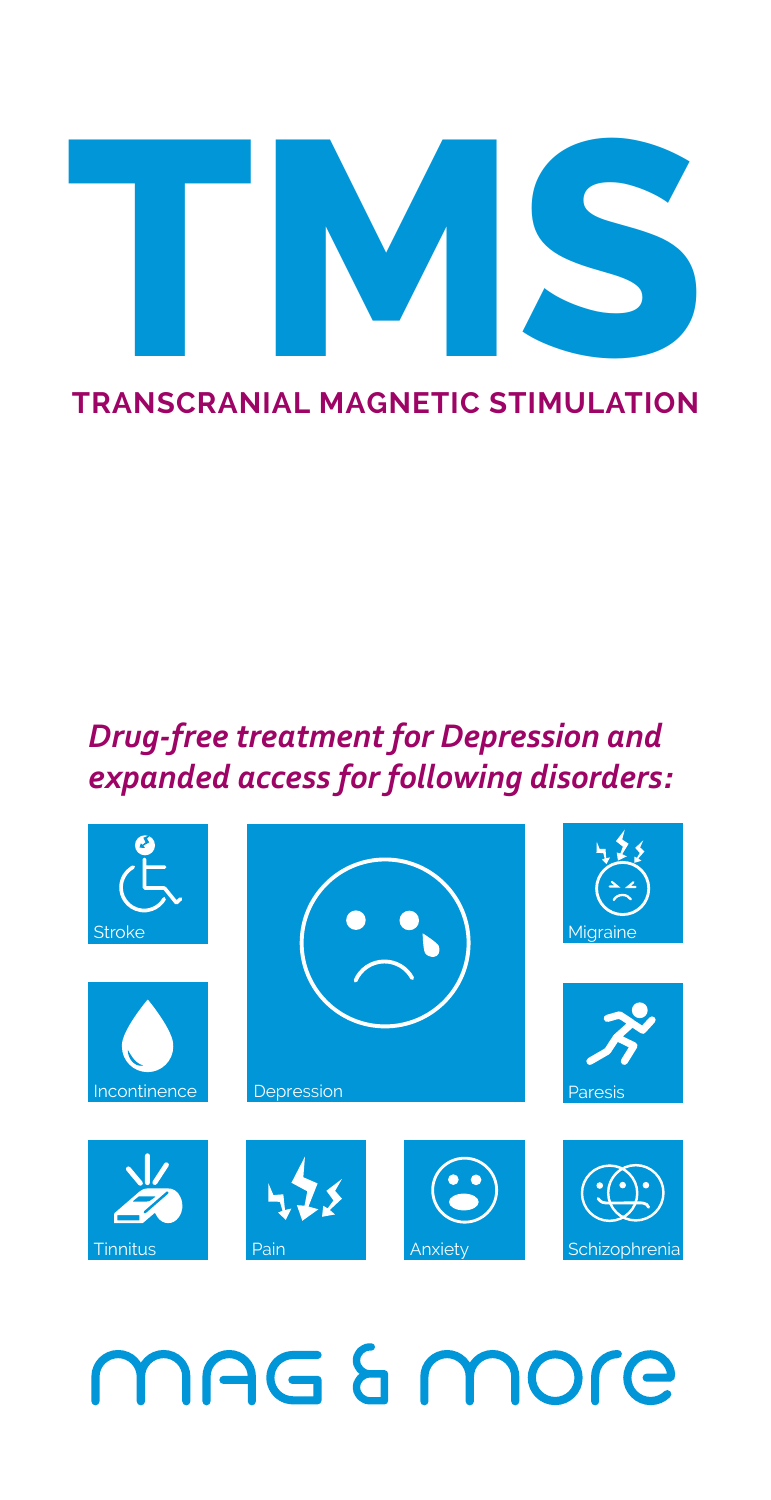# TMS

**TRANSCRANIAL MAGNETIC STIMULATION**

***Drug-free treatment for Depression and expanded access for following disorders:***

- Stroke
- Migraine
- Incontinence
- Depression
- Paresis
- Tinnitus
- Pain
- Anxiety
- Schizophrenia

MAG & More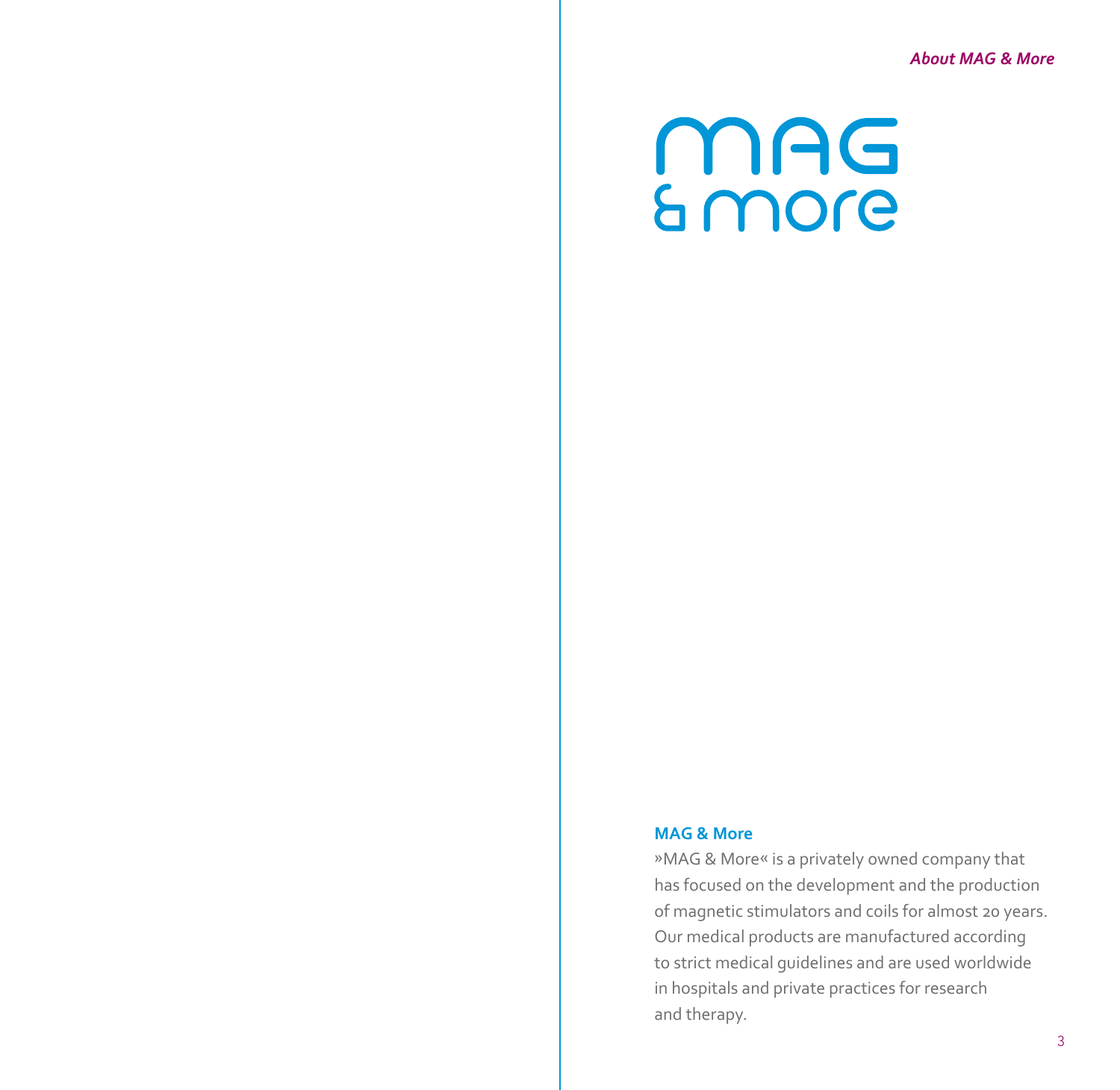MAG
& more

**MAG & More**

»MAG & More« is a privately owned company that has focused on the development and the production of magnetic stimulators and coils for almost 20 years. Our medical products are manufactured according to strict medical guidelines and are used worldwide in hospitals and private practices for research and therapy.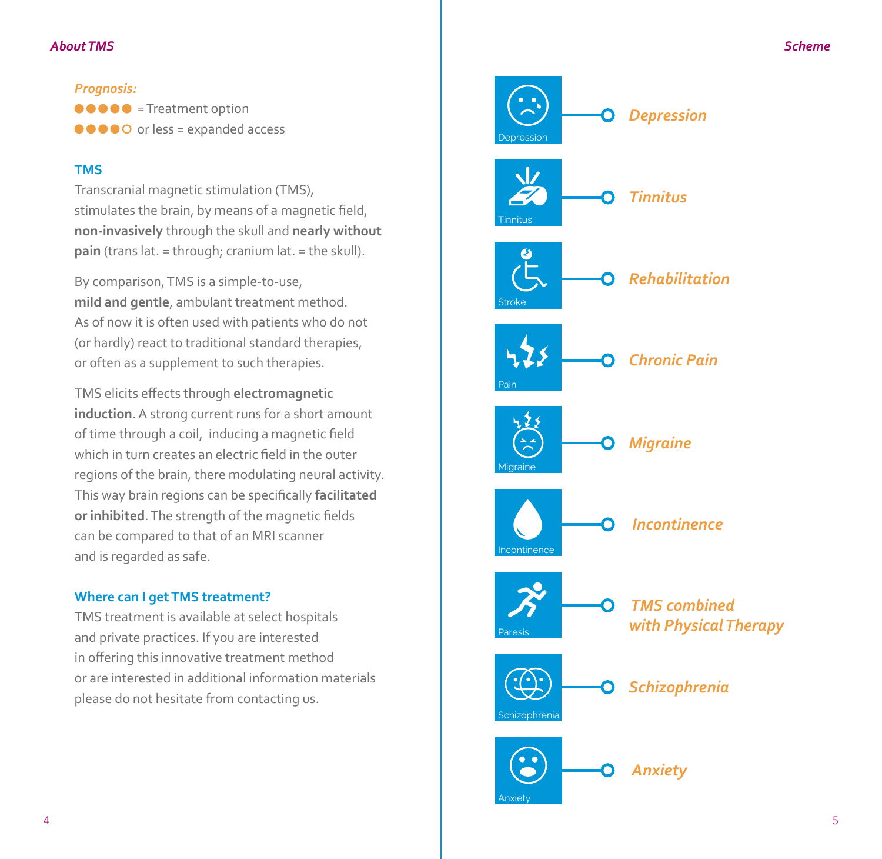## About TMS

*Prognosis:*

●●●●● = Treatment option

●●●●○ or less = expanded access

### TMS

Transcranial magnetic stimulation (TMS), stimulates the brain, by means of a magnetic field, **non-invasively** through the skull and **nearly without pain** (trans lat. = through; cranium lat. = the skull).

By comparison, TMS is a simple-to-use, **mild and gentle**, ambulant treatment method. As of now it is often used with patients who do not (or hardly) react to traditional standard therapies, or often as a supplement to such therapies.

TMS elicits effects through **electromagnetic induction**. A strong current runs for a short amount of time through a coil, inducing a magnetic field which in turn creates an electric field in the outer regions of the brain, there modulating neural activity. This way brain regions can be specifically **facilitated or inhibited**. The strength of the magnetic fields can be compared to that of an MRI scanner and is regarded as safe.

### Where can I get TMS treatment?

TMS treatment is available at select hospitals and private practices. If you are interested in offering this innovative treatment method or are interested in additional information materials please do not hesitate from contacting us.

## Scheme

- Depression — *Depression*
- Tinnitus — *Tinnitus*
- Stroke — *Rehabilitation*
- Pain — *Chronic Pain*
- Migraine — *Migraine*
- Incontinence — *Incontinence*
- Paresis — *TMS combined with Physical Therapy*
- Schizophrenia — *Schizophrenia*
- Anxiety — *Anxiety*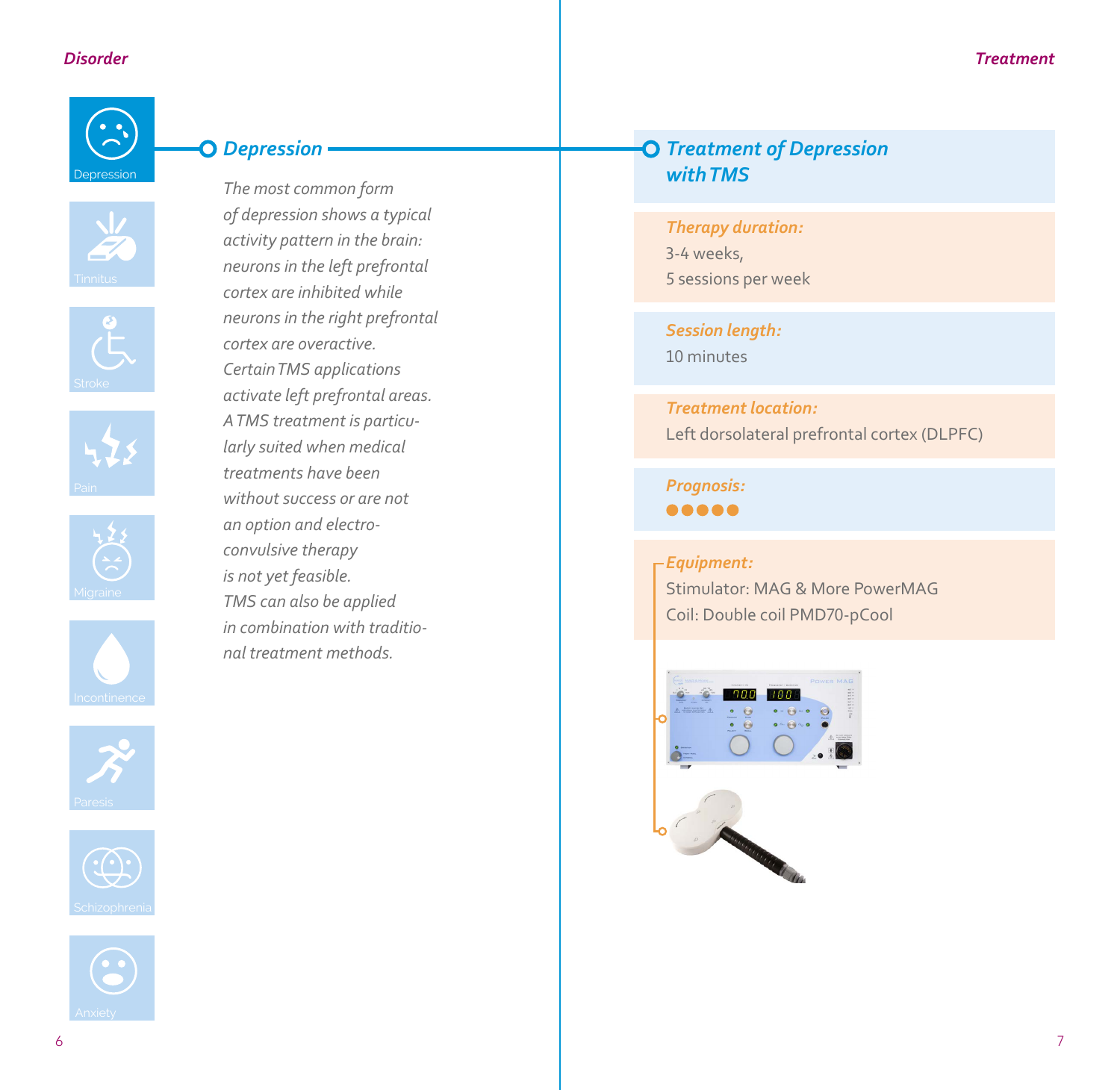Disorder

Depression

Tinnitus

Stroke

Pain

Migraine

Incontinence

Paresis

Schizophrenia

Anxiety

## Depression

*The most common form of depression shows a typical activity pattern in the brain: neurons in the left prefrontal cortex are inhibited while neurons in the right prefrontal cortex are overactive. Certain TMS applications activate left prefrontal areas. A TMS treatment is particularly suited when medical treatments have been without success or are not an option and electroconvulsive therapy is not yet feasible. TMS can also be applied in combination with traditional treatment methods.*

Treatment

## Treatment of Depression with TMS

**Therapy duration:**
3-4 weeks,
5 sessions per week

**Session length:**
10 minutes

**Treatment location:**
Left dorsolateral prefrontal cortex (DLPFC)

**Prognosis:**
●●●●●

**Equipment:**
Stimulator: MAG & More PowerMAG
Coil: Double coil PMD70-pCool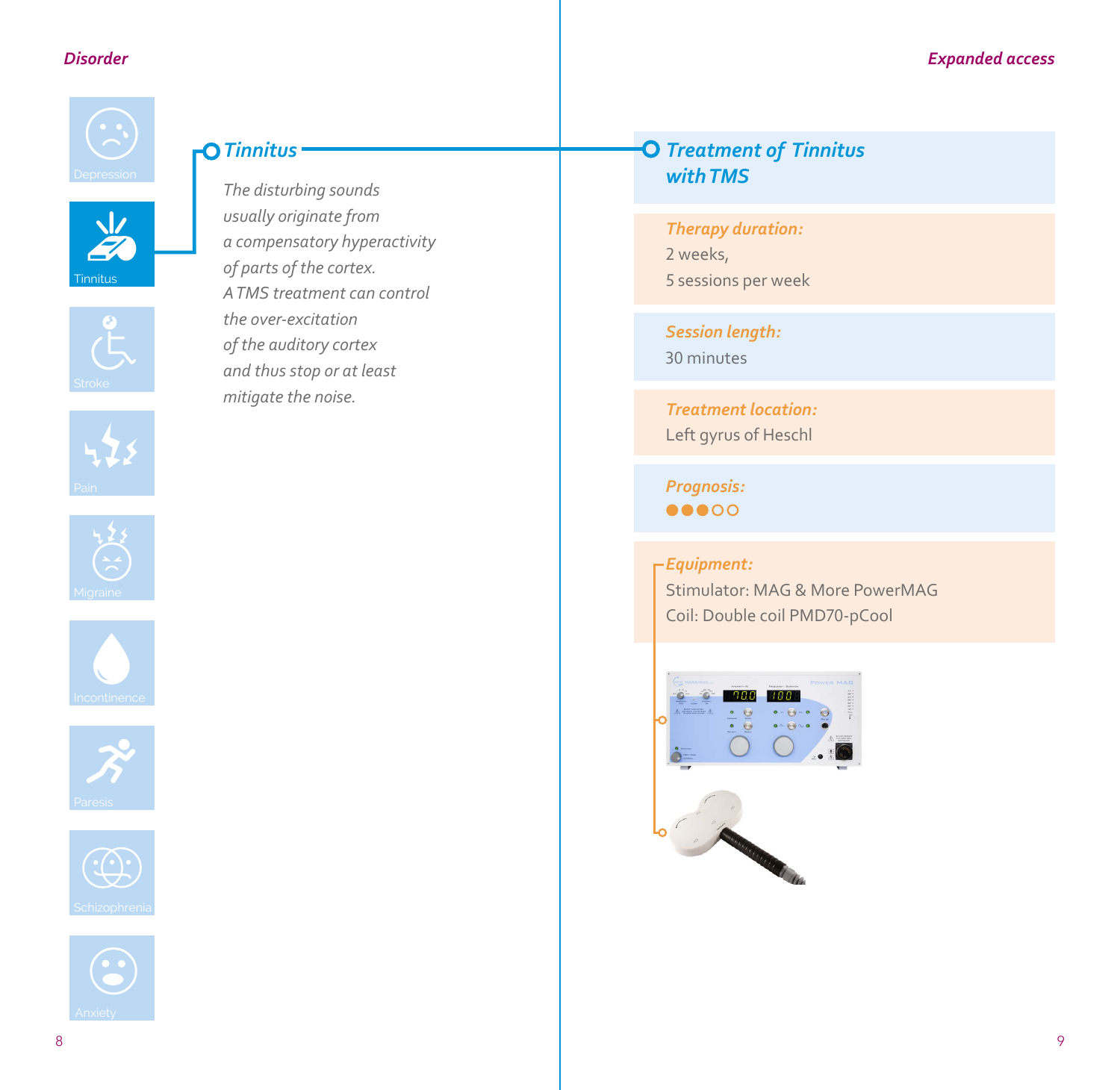## Disorder

Depression

Tinnitus

Stroke

Pain

Migraine

Incontinence

Paresis

Schizophrenia

Anxiety

### Tinnitus

*The disturbing sounds usually originate from a compensatory hyperactivity of parts of the cortex. A TMS treatment can control the over-excitation of the auditory cortex and thus stop or at least mitigate the noise.*

## Expanded access

### Treatment of Tinnitus with TMS

**Therapy duration:**
2 weeks,
5 sessions per week

**Session length:**
30 minutes

**Treatment location:**
Left gyrus of Heschl

**Prognosis:**
●●●○○

**Equipment:**
Stimulator: MAG & More PowerMAG
Coil: Double coil PMD70-pCool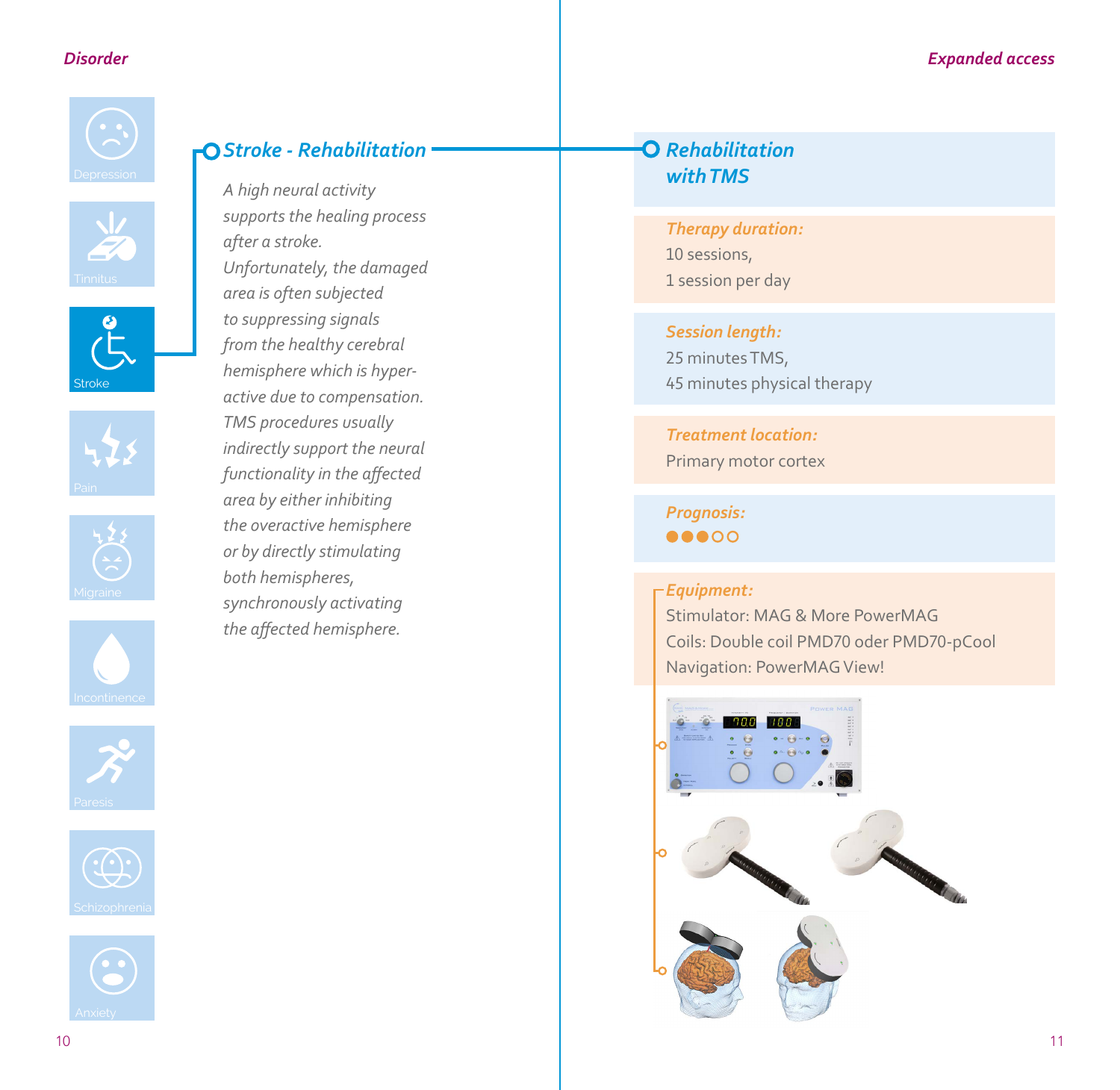*Disorder*

Depression

Tinnitus

Stroke

Pain

Migraine

Incontinence

Paresis

Schizophrenia

Anxiety

## *Stroke - Rehabilitation*

*A high neural activity supports the healing process after a stroke. Unfortunately, the damaged area is often subjected to suppressing signals from the healthy cerebral hemisphere which is hyper-active due to compensation. TMS procedures usually indirectly support the neural functionality in the affected area by either inhibiting the overactive hemisphere or by directly stimulating both hemispheres, synchronously activating the affected hemisphere.*

*Expanded access*

## *Rehabilitation with TMS*

***Therapy duration:***
10 sessions,
1 session per day

***Session length:***
25 minutes TMS,
45 minutes physical therapy

***Treatment location:***
Primary motor cortex

***Prognosis:***
●●●○○

***Equipment:***
Stimulator: MAG & More PowerMAG
Coils: Double coil PMD70 oder PMD70-pCool
Navigation: PowerMAG View!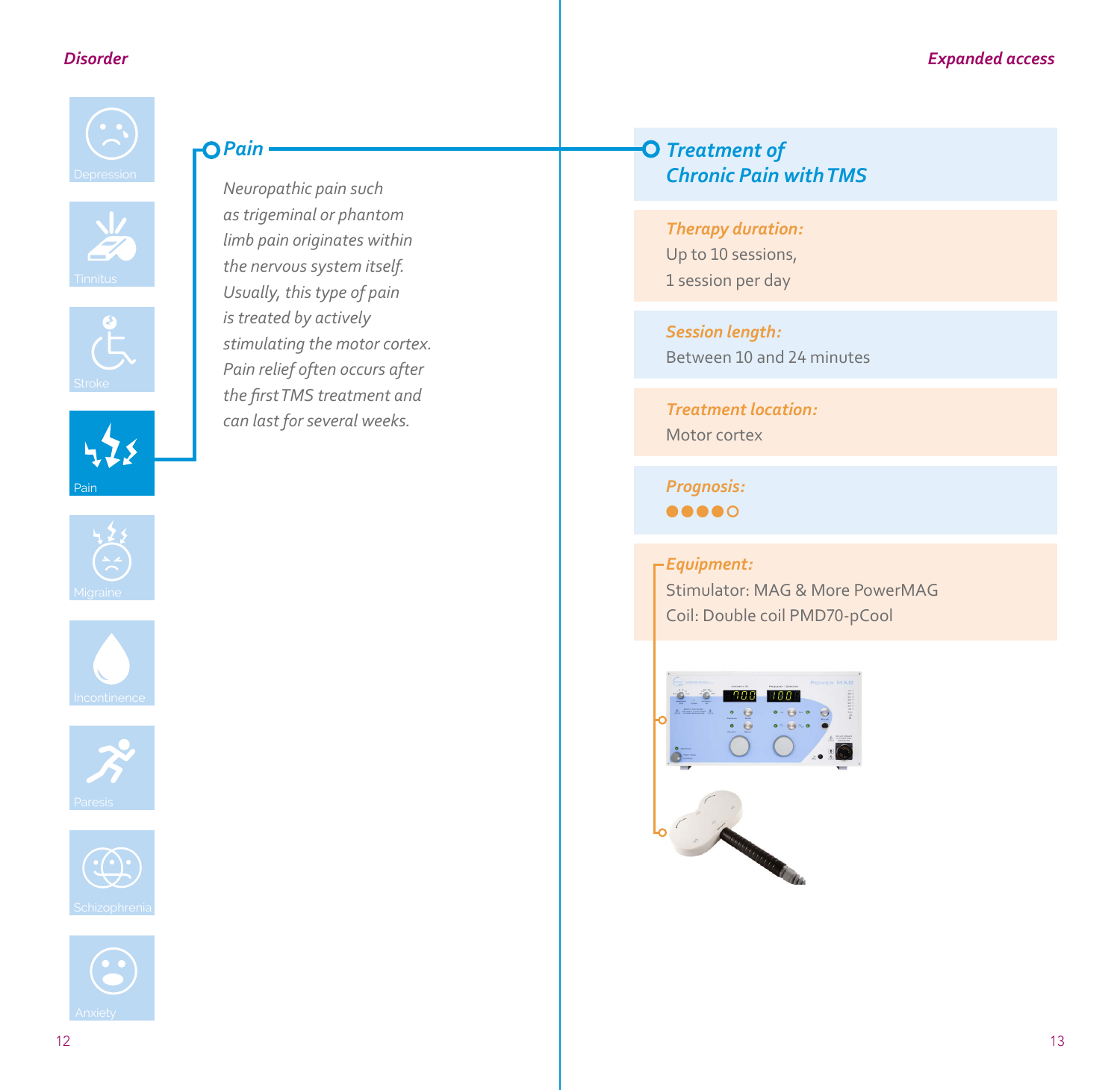## Disorder

- Depression
- Tinnitus
- Stroke
- Pain
- Migraine
- Incontinence
- Paresis
- Schizophrenia
- Anxiety

### Pain

*Neuropathic pain such as trigeminal or phantom limb pain originates within the nervous system itself. Usually, this type of pain is treated by actively stimulating the motor cortex. Pain relief often occurs after the first TMS treatment and can last for several weeks.*

## Expanded access

### Treatment of Chronic Pain with TMS

***Therapy duration:***
Up to 10 sessions,
1 session per day

***Session length:***
Between 10 and 24 minutes

***Treatment location:***
Motor cortex

***Prognosis:***
●●●●○

***Equipment:***
Stimulator: MAG & More PowerMAG
Coil: Double coil PMD70-pCool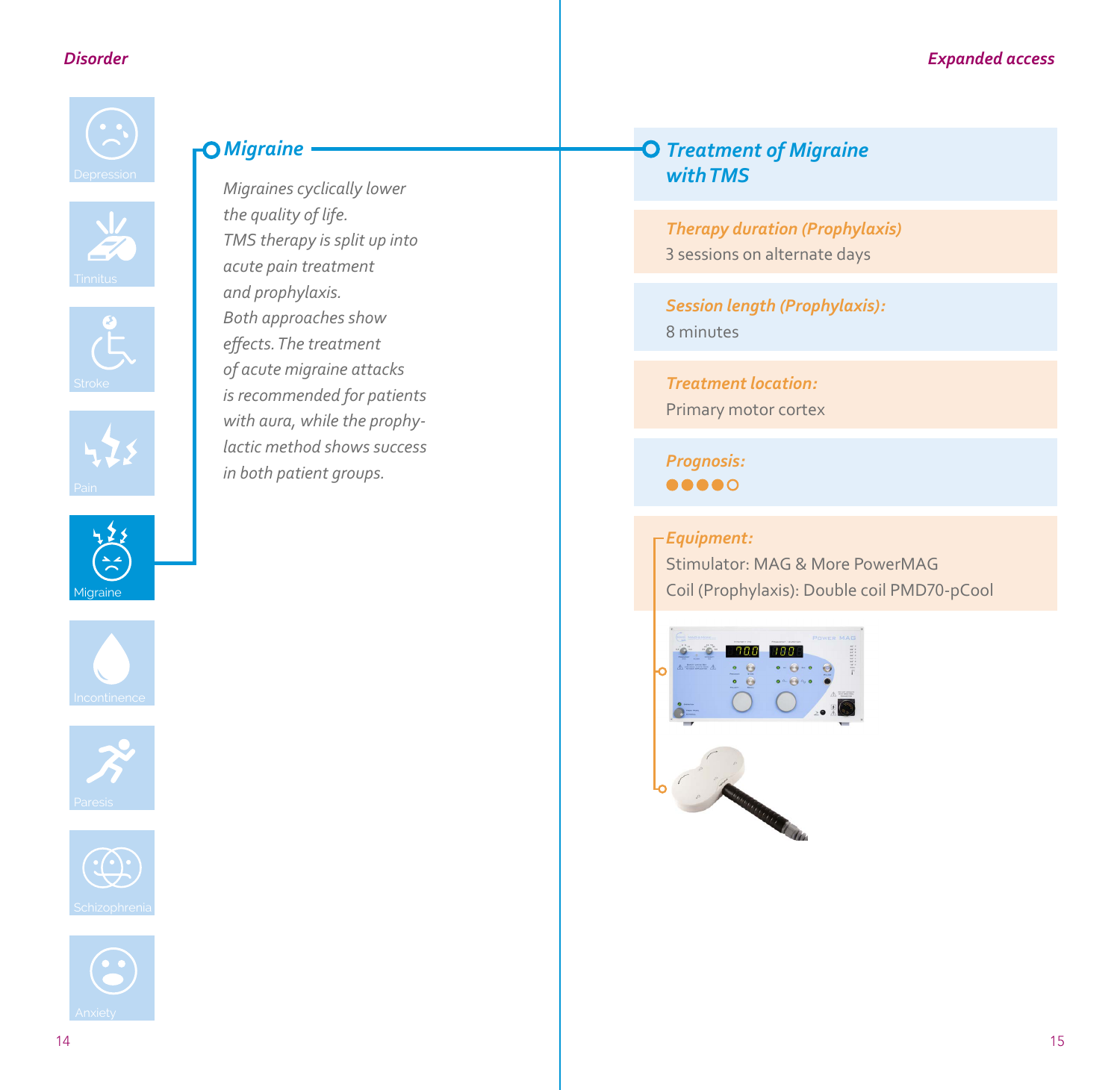Disorder

Depression

Tinnitus

Stroke

Pain

Migraine

Incontinence

Paresis

Schizophrenia

Anxiety

## Migraine

*Migraines cyclically lower the quality of life. TMS therapy is split up into acute pain treatment and prophylaxis. Both approaches show effects. The treatment of acute migraine attacks is recommended for patients with aura, while the prophylactic method shows success in both patient groups.*

Expanded access

## Treatment of Migraine with TMS

**Therapy duration (Prophylaxis)**
3 sessions on alternate days

**Session length (Prophylaxis):**
8 minutes

**Treatment location:**
Primary motor cortex

**Prognosis:**
●●●●○

**Equipment:**
Stimulator: MAG & More PowerMAG
Coil (Prophylaxis): Double coil PMD70-pCool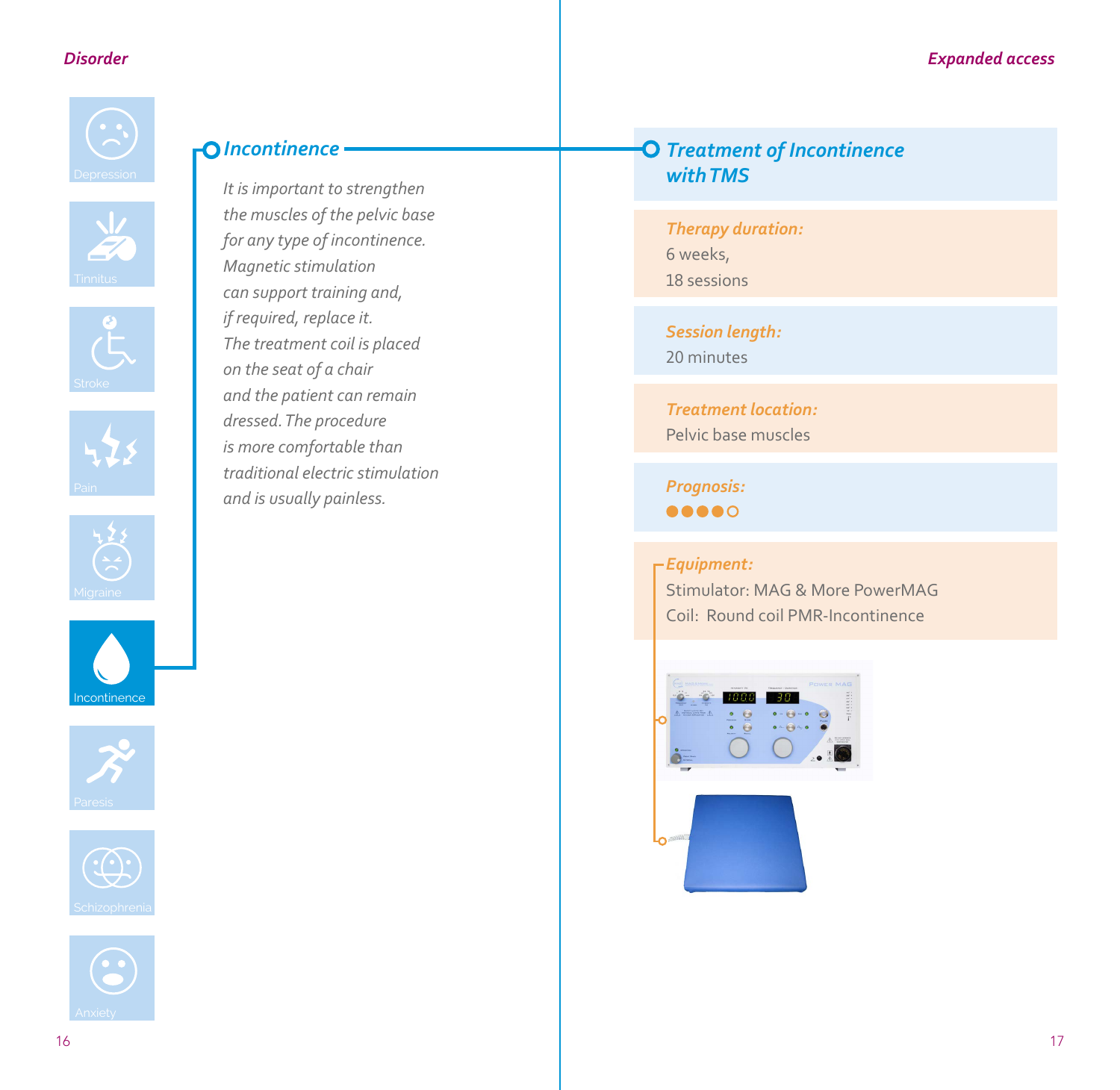Disorder

Depression

Tinnitus

Stroke

Pain

Migraine

Incontinence

Paresis

Schizophrenia

Anxiety

## Incontinence

*It is important to strengthen the muscles of the pelvic base for any type of incontinence. Magnetic stimulation can support training and, if required, replace it. The treatment coil is placed on the seat of a chair and the patient can remain dressed. The procedure is more comfortable than traditional electric stimulation and is usually painless.*

Expanded access

## Treatment of Incontinence with TMS

**Therapy duration:**
6 weeks,
18 sessions

**Session length:**
20 minutes

**Treatment location:**
Pelvic base muscles

**Prognosis:**
●●●●○

**Equipment:**
Stimulator: MAG & More PowerMAG
Coil: Round coil PMR-Incontinence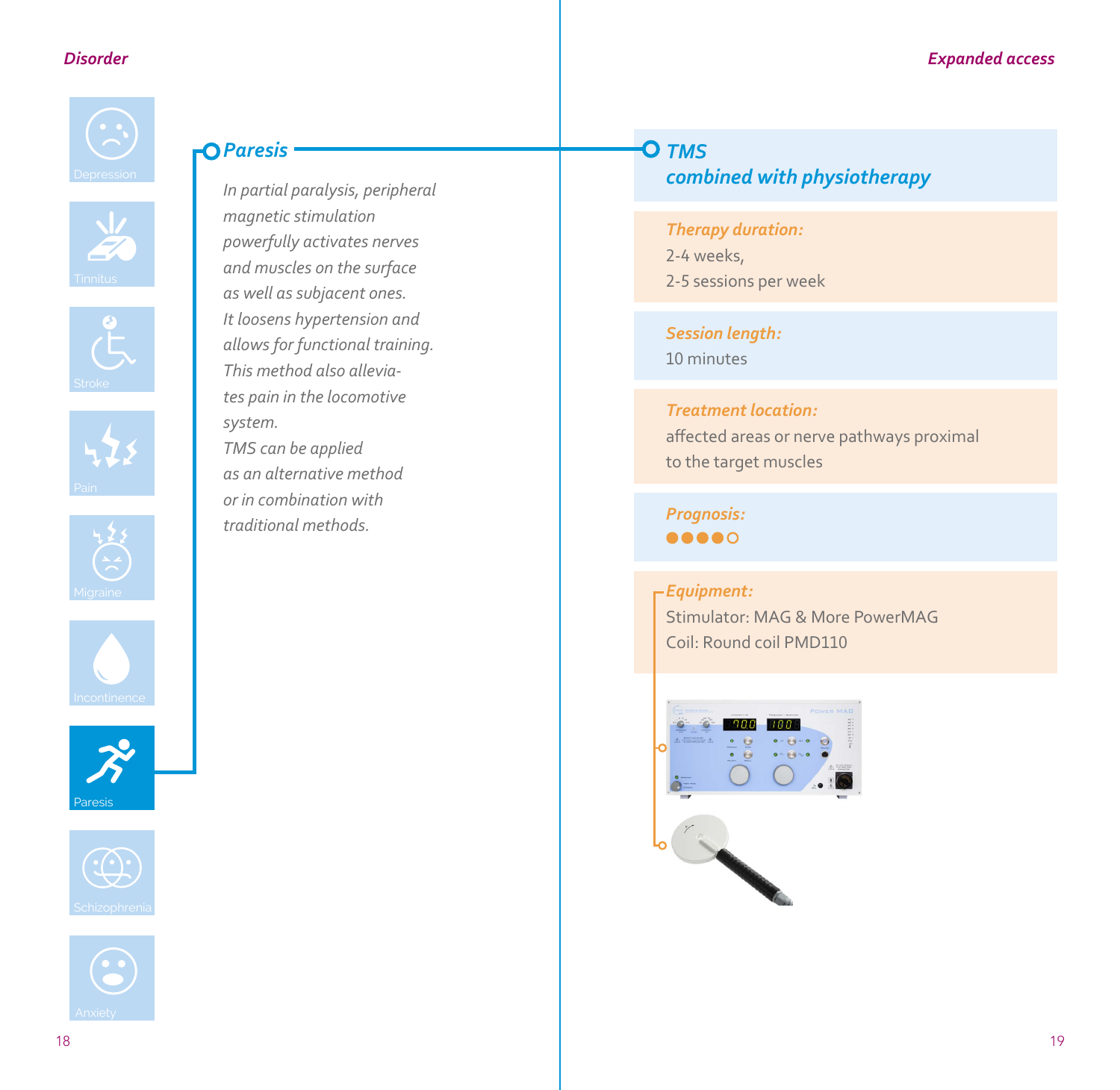**Disorder**

- Depression
- Tinnitus
- Stroke
- Pain
- Migraine
- Incontinence
- Paresis
- Schizophrenia
- Anxiety

## Paresis

*In partial paralysis, peripheral magnetic stimulation powerfully activates nerves and muscles on the surface as well as subjacent ones. It loosens hypertension and allows for functional training. This method also alleviates pain in the locomotive system. TMS can be applied as an alternative method or in combination with traditional methods.*

**Expanded access**

## TMS combined with physiotherapy

***Therapy duration:***
2-4 weeks,
2-5 sessions per week

***Session length:***
10 minutes

***Treatment location:***
affected areas or nerve pathways proximal to the target muscles

***Prognosis:***
●●●●○

***Equipment:***
Stimulator: MAG & More PowerMAG
Coil: Round coil PMD110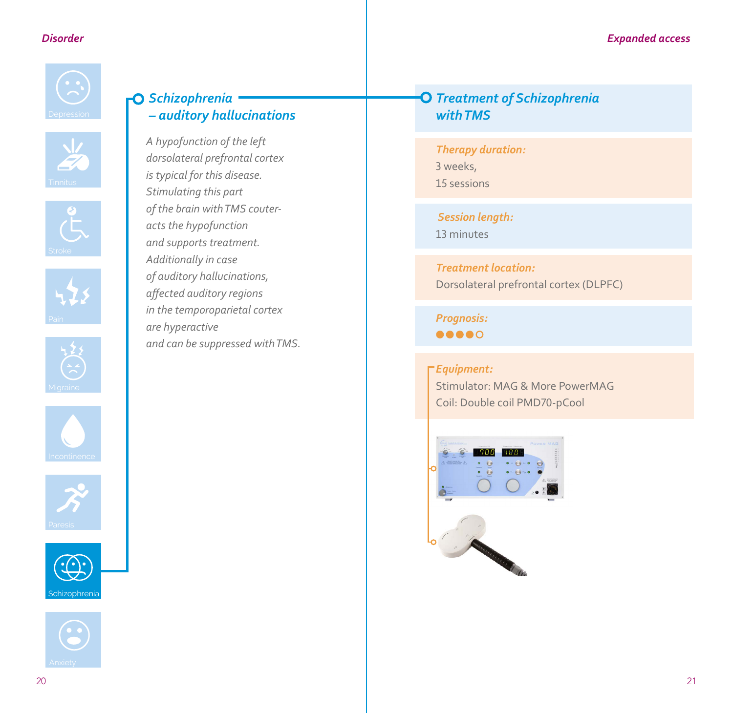**Disorder**

Depression

Tinnitus

Stroke

Pain

Migraine

Incontinence

Paresis

Schizophrenia

Anxiety

## Schizophrenia – auditory hallucinations

*A hypofunction of the left dorsolateral prefrontal cortex is typical for this disease. Stimulating this part of the brain with TMS couter-acts the hypofunction and supports treatment. Additionally in case of auditory hallucinations, affected auditory regions in the temporoparietal cortex are hyperactive and can be suppressed with TMS.*

**Expanded access**

## Treatment of Schizophrenia with TMS

**Therapy duration:**
3 weeks,
15 sessions

**Session length:**
13 minutes

**Treatment location:**
Dorsolateral prefrontal cortex (DLPFC)

**Prognosis:**
●●●●○

**Equipment:**
Stimulator: MAG & More PowerMAG
Coil: Double coil PMD70-pCool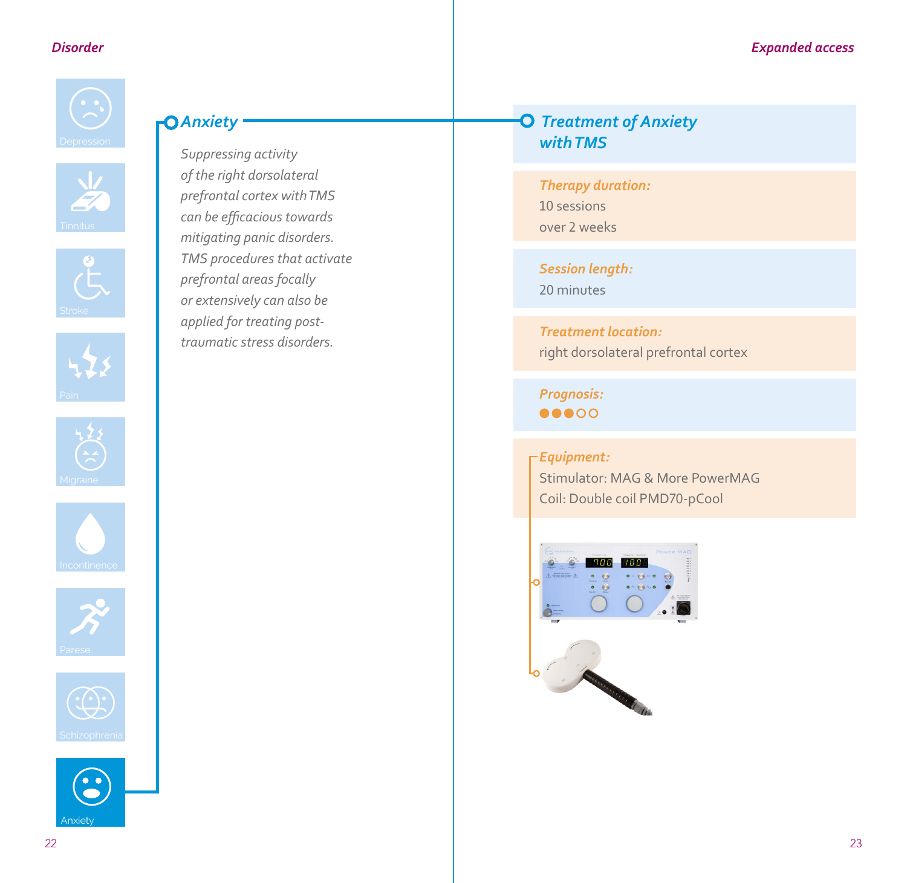## Disorder

Depression

Tinnitus

Stroke

Pain

Migraine

Incontinence

Parese

Schizophrenia

Anxiety

### Anxiety

*Suppressing activity of the right dorsolateral prefrontal cortex with TMS can be efficacious towards mitigating panic disorders. TMS procedures that activate prefrontal areas focally or extensively can also be applied for treating post-traumatic stress disorders.*

## Expanded access

### Treatment of Anxiety with TMS

**Therapy duration:**
10 sessions
over 2 weeks

**Session length:**
20 minutes

**Treatment location:**
right dorsolateral prefrontal cortex

**Prognosis:**
●●●○○

**Equipment:**
Stimulator: MAG & More PowerMAG
Coil: Double coil PMD70-pCool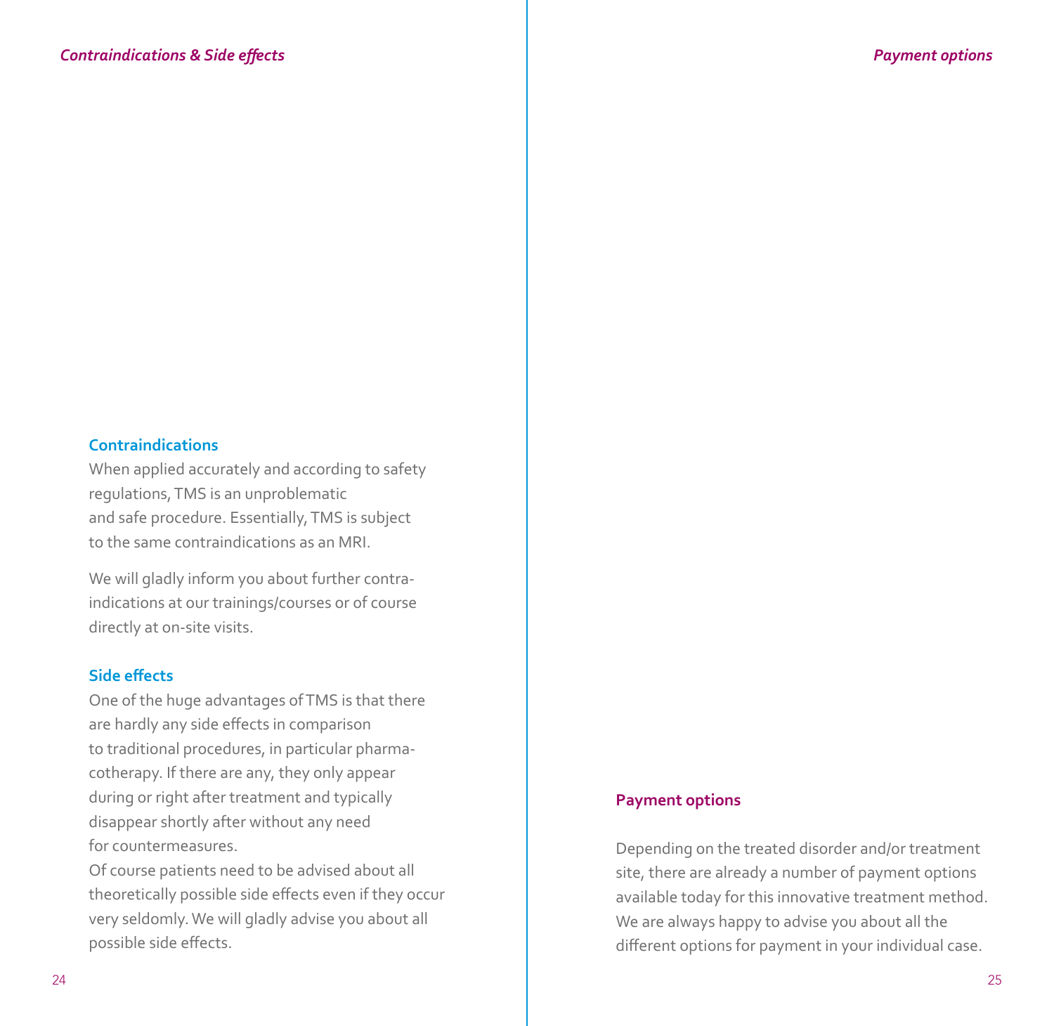## Contraindications

When applied accurately and according to safety regulations, TMS is an unproblematic and safe procedure. Essentially, TMS is subject to the same contraindications as an MRI.

We will gladly inform you about further contraindications at our trainings/courses or of course directly at on-site visits.

## Side effects

One of the huge advantages of TMS is that there are hardly any side effects in comparison to traditional procedures, in particular pharmacotherapy. If there are any, they only appear during or right after treatment and typically disappear shortly after without any need for countermeasures.
Of course patients need to be advised about all theoretically possible side effects even if they occur very seldomly. We will gladly advise you about all possible side effects.

## Payment options

Depending on the treated disorder and/or treatment site, there are already a number of payment options available today for this innovative treatment method. We are always happy to advise you about all the different options for payment in your individual case.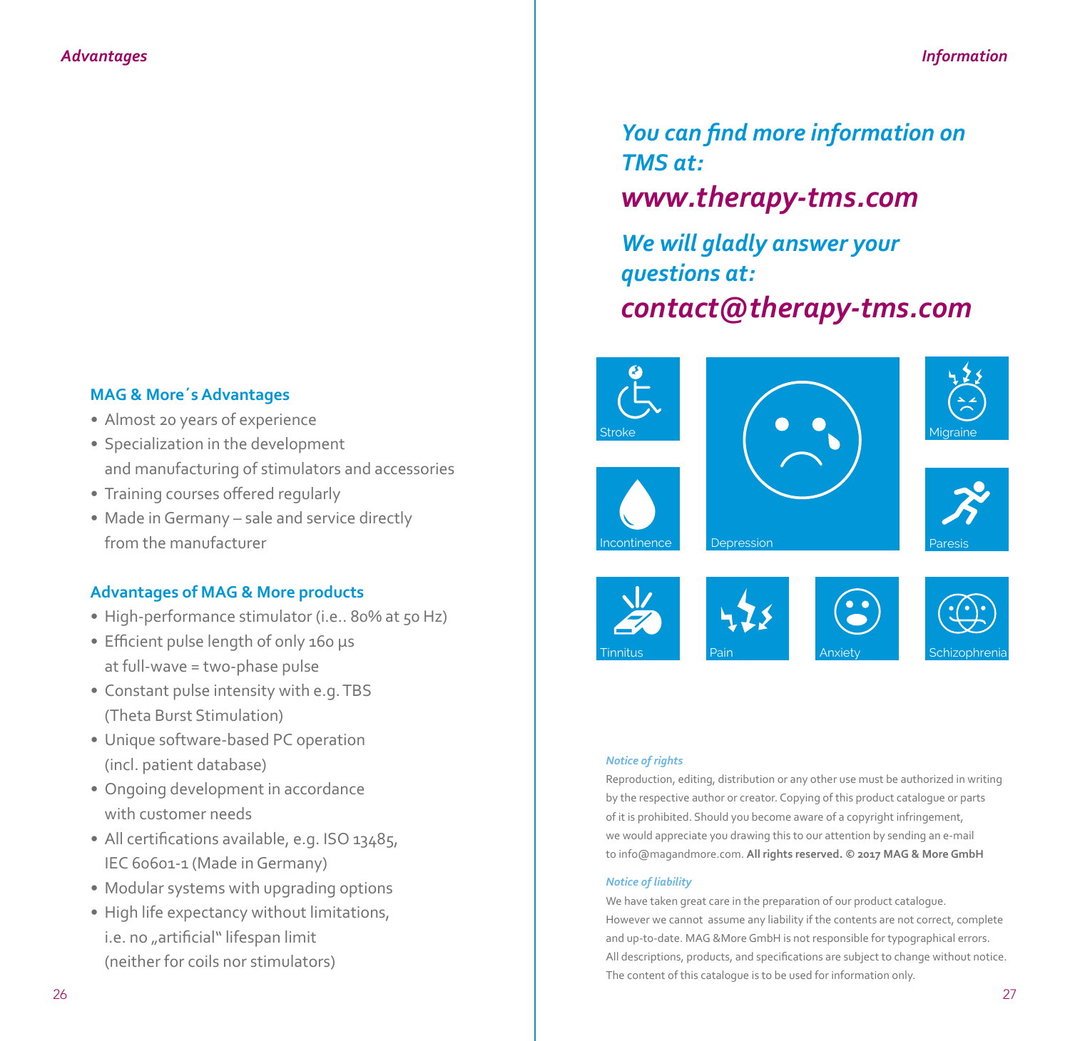## MAG & More´s Advantages

- Almost 20 years of experience
- Specialization in the development and manufacturing of stimulators and accessories
- Training courses offered regularly
- Made in Germany – sale and service directly from the manufacturer

## Advantages of MAG & More products

- High-performance stimulator (i.e.. 80% at 50 Hz)
- Efficient pulse length of only 160 µs at full-wave = two-phase pulse
- Constant pulse intensity with e.g. TBS (Theta Burst Stimulation)
- Unique software-based PC operation (incl. patient database)
- Ongoing development in accordance with customer needs
- All certifications available, e.g. ISO 13485, IEC 60601-1 (Made in Germany)
- Modular systems with upgrading options
- High life expectancy without limitations, i.e. no „artificial“ lifespan limit (neither for coils nor stimulators)

### *You can find more information on TMS at:*

## *www.therapy-tms.com*

### *We will gladly answer your questions at:*

## *contact@therapy-tms.com*

Stroke · Depression · Migraine · Incontinence · Paresis · Tinnitus · Pain · Anxiety · Schizophrenia

*Notice of rights*

Reproduction, editing, distribution or any other use must be authorized in writing by the respective author or creator. Copying of this product catalogue or parts of it is prohibited. Should you become aware of a copyright infringement, we would appreciate you drawing this to our attention by sending an e-mail to info@magandmore.com. **All rights reserved. © 2017 MAG & More GmbH**

*Notice of liability*

We have taken great care in the preparation of our product catalogue. However we cannot assume any liability if the contents are not correct, complete and up-to-date. MAG &More GmbH is not responsible for typographical errors. All descriptions, products, and specifications are subject to change without notice. The content of this catalogue is to be used for information only.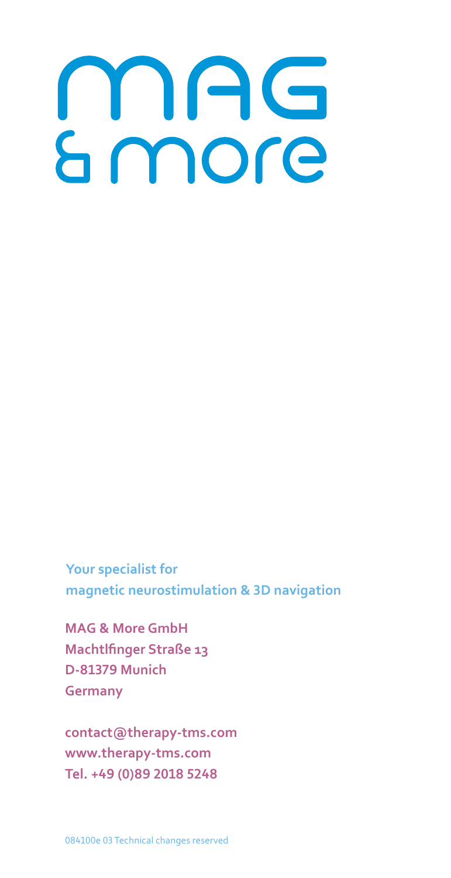MAG & more

**Your specialist for**
**magnetic neurostimulation & 3D navigation**

**MAG & More GmbH**
**Machtlfinger Straße 13**
**D-81379 Munich**
**Germany**

**contact@therapy-tms.com**
**www.therapy-tms.com**
**Tel. +49 (0)89 2018 5248**

084100e 03 Technical changes reserved